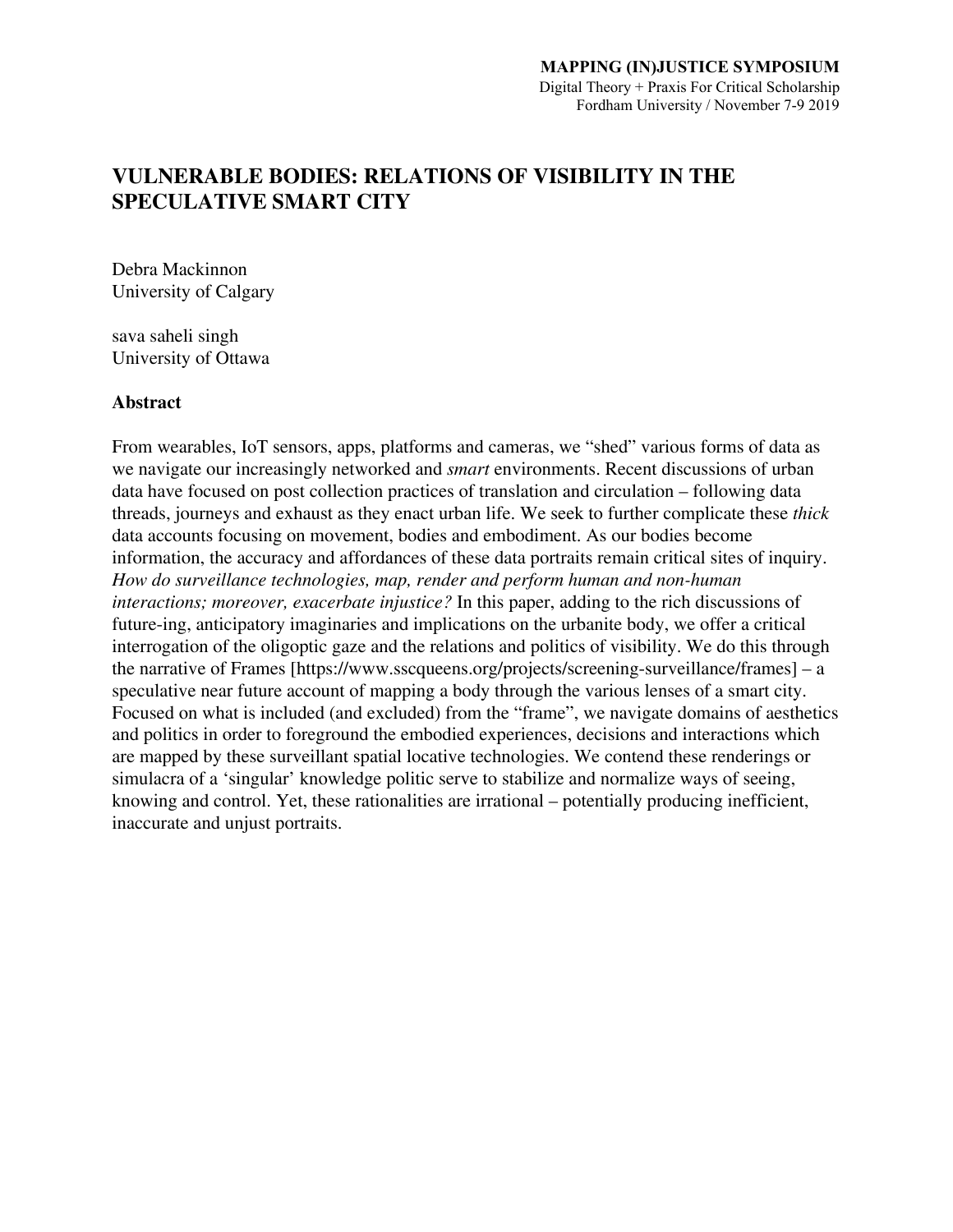**MAPPING (IN)JUSTICE SYMPOSIUM**
Digital Theory + Praxis For Critical Scholarship
Fordham University / November 7-9 2019

# VULNERABLE BODIES: RELATIONS OF VISIBILITY IN THE SPECULATIVE SMART CITY

Debra Mackinnon
University of Calgary

sava saheli singh
University of Ottawa

## Abstract

From wearables, IoT sensors, apps, platforms and cameras, we "shed" various forms of data as we navigate our increasingly networked and *smart* environments. Recent discussions of urban data have focused on post collection practices of translation and circulation – following data threads, journeys and exhaust as they enact urban life. We seek to further complicate these *thick* data accounts focusing on movement, bodies and embodiment. As our bodies become information, the accuracy and affordances of these data portraits remain critical sites of inquiry. *How do surveillance technologies, map, render and perform human and non-human interactions; moreover, exacerbate injustice?* In this paper, adding to the rich discussions of future-ing, anticipatory imaginaries and implications on the urbanite body, we offer a critical interrogation of the oligoptic gaze and the relations and politics of visibility. We do this through the narrative of Frames [https://www.sscqueens.org/projects/screening-surveillance/frames] – a speculative near future account of mapping a body through the various lenses of a smart city. Focused on what is included (and excluded) from the "frame", we navigate domains of aesthetics and politics in order to foreground the embodied experiences, decisions and interactions which are mapped by these surveillant spatial locative technologies. We contend these renderings or simulacra of a 'singular' knowledge politic serve to stabilize and normalize ways of seeing, knowing and control. Yet, these rationalities are irrational – potentially producing inefficient, inaccurate and unjust portraits.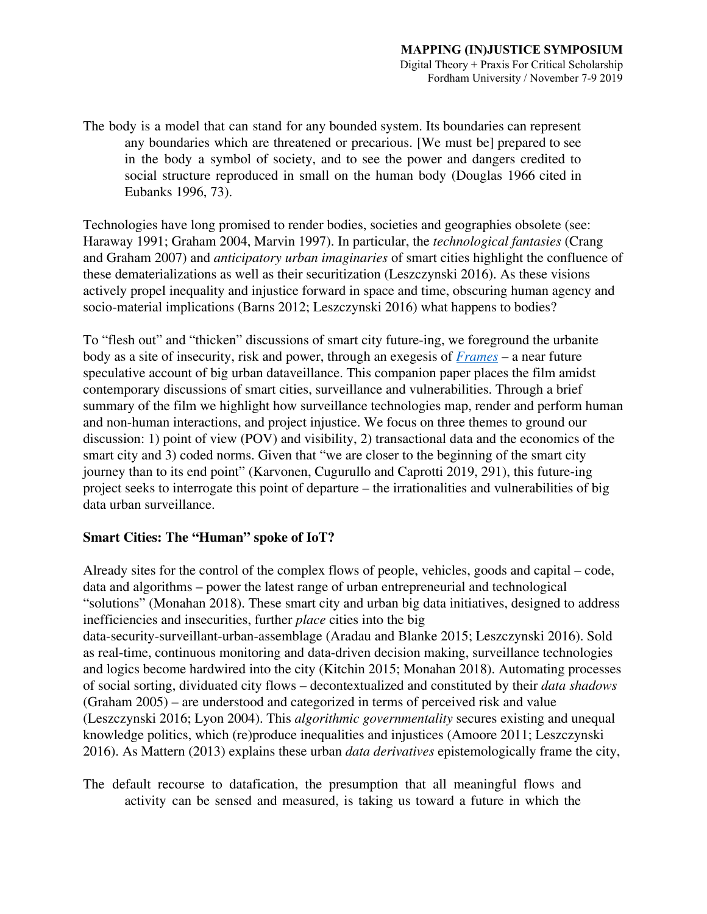> The body is a model that can stand for any bounded system. Its boundaries can represent any boundaries which are threatened or precarious. [We must be] prepared to see in the body a symbol of society, and to see the power and dangers credited to social structure reproduced in small on the human body (Douglas 1966 cited in Eubanks 1996, 73).

Technologies have long promised to render bodies, societies and geographies obsolete (see: Haraway 1991; Graham 2004, Marvin 1997). In particular, the *technological fantasies* (Crang and Graham 2007) and *anticipatory urban imaginaries* of smart cities highlight the confluence of these dematerializations as well as their securitization (Leszczynski 2016). As these visions actively propel inequality and injustice forward in space and time, obscuring human agency and socio-material implications (Barns 2012; Leszczynski 2016) what happens to bodies?

To "flesh out" and "thicken" discussions of smart city future-ing, we foreground the urbanite body as a site of insecurity, risk and power, through an exegesis of *Frames* – a near future speculative account of big urban dataveillance. This companion paper places the film amidst contemporary discussions of smart cities, surveillance and vulnerabilities. Through a brief summary of the film we highlight how surveillance technologies map, render and perform human and non-human interactions, and project injustice. We focus on three themes to ground our discussion: 1) point of view (POV) and visibility, 2) transactional data and the economics of the smart city and 3) coded norms. Given that "we are closer to the beginning of the smart city journey than to its end point" (Karvonen, Cugurullo and Caprotti 2019, 291), this future-ing project seeks to interrogate this point of departure – the irrationalities and vulnerabilities of big data urban surveillance.

## Smart Cities: The "Human" spoke of IoT?

Already sites for the control of the complex flows of people, vehicles, goods and capital – code, data and algorithms – power the latest range of urban entrepreneurial and technological "solutions" (Monahan 2018). These smart city and urban big data initiatives, designed to address inefficiencies and insecurities, further *place* cities into the big data-security-surveillant-urban-assemblage (Aradau and Blanke 2015; Leszczynski 2016). Sold as real-time, continuous monitoring and data-driven decision making, surveillance technologies and logics become hardwired into the city (Kitchin 2015; Monahan 2018). Automating processes of social sorting, dividuated city flows – decontextualized and constituted by their *data shadows* (Graham 2005) – are understood and categorized in terms of perceived risk and value (Leszczynski 2016; Lyon 2004). This *algorithmic governmentality* secures existing and unequal knowledge politics, which (re)produce inequalities and injustices (Amoore 2011; Leszczynski 2016). As Mattern (2013) explains these urban *data derivatives* epistemologically frame the city,

> The default recourse to datafication, the presumption that all meaningful flows and activity can be sensed and measured, is taking us toward a future in which the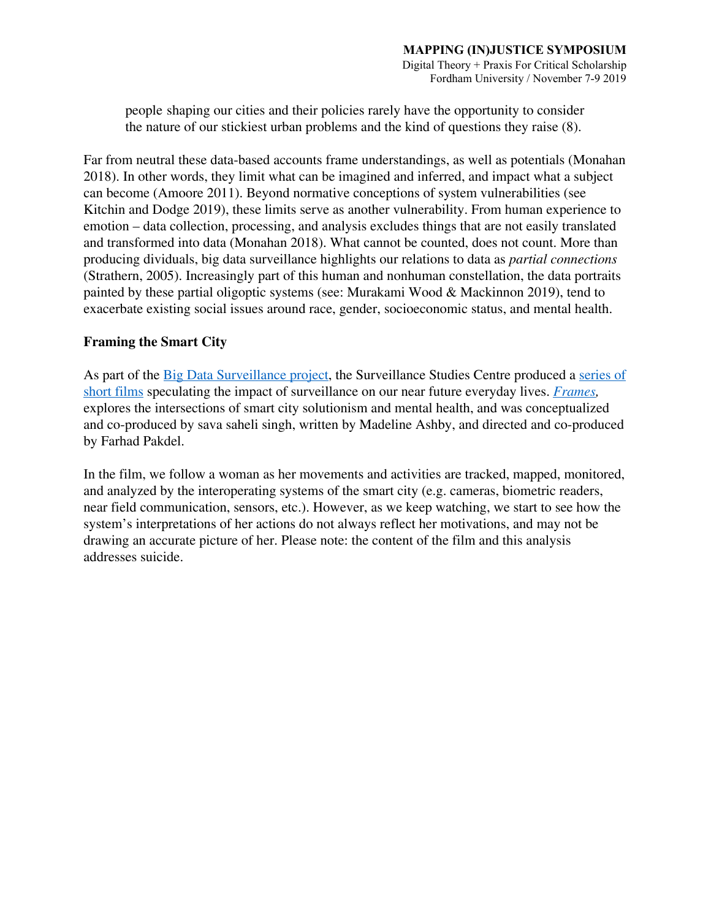> people shaping our cities and their policies rarely have the opportunity to consider the nature of our stickiest urban problems and the kind of questions they raise (8).

Far from neutral these data-based accounts frame understandings, as well as potentials (Monahan 2018). In other words, they limit what can be imagined and inferred, and impact what a subject can become (Amoore 2011). Beyond normative conceptions of system vulnerabilities (see Kitchin and Dodge 2019), these limits serve as another vulnerability. From human experience to emotion – data collection, processing, and analysis excludes things that are not easily translated and transformed into data (Monahan 2018). What cannot be counted, does not count. More than producing dividuals, big data surveillance highlights our relations to data as *partial connections* (Strathern, 2005). Increasingly part of this human and nonhuman constellation, the data portraits painted by these partial oligoptic systems (see: Murakami Wood & Mackinnon 2019), tend to exacerbate existing social issues around race, gender, socioeconomic status, and mental health.

**Framing the Smart City**

As part of the Big Data Surveillance project, the Surveillance Studies Centre produced a series of short films speculating the impact of surveillance on our near future everyday lives. *Frames,* explores the intersections of smart city solutionism and mental health, and was conceptualized and co-produced by sava saheli singh, written by Madeline Ashby, and directed and co-produced by Farhad Pakdel.

In the film, we follow a woman as her movements and activities are tracked, mapped, monitored, and analyzed by the interoperating systems of the smart city (e.g. cameras, biometric readers, near field communication, sensors, etc.). However, as we keep watching, we start to see how the system's interpretations of her actions do not always reflect her motivations, and may not be drawing an accurate picture of her. Please note: the content of the film and this analysis addresses suicide.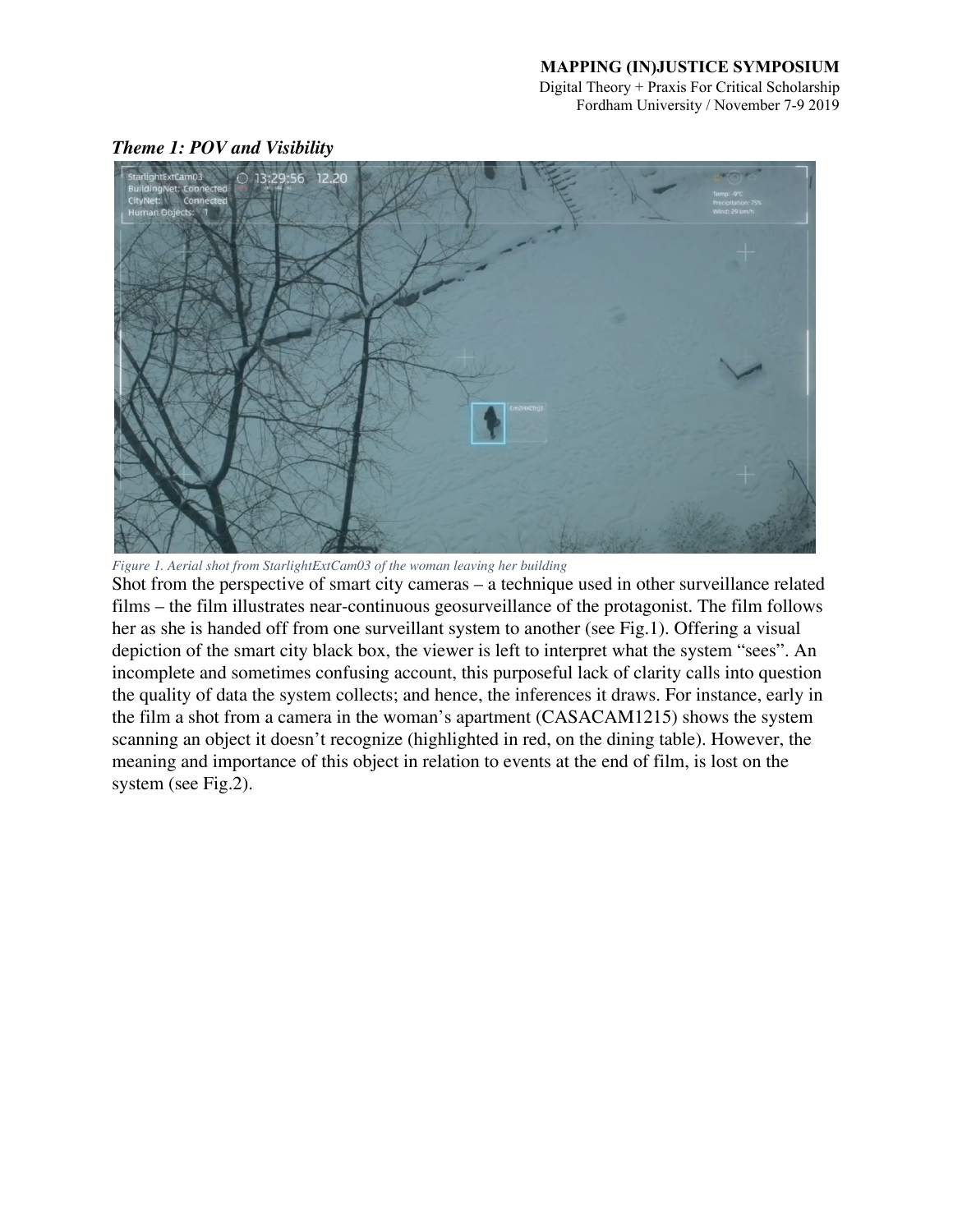***Theme 1: POV and Visibility***

*Figure 1. Aerial shot from StarlightExtCam03 of the woman leaving her building*

Shot from the perspective of smart city cameras – a technique used in other surveillance related films – the film illustrates near-continuous geosurveillance of the protagonist. The film follows her as she is handed off from one surveillant system to another (see Fig.1). Offering a visual depiction of the smart city black box, the viewer is left to interpret what the system "sees". An incomplete and sometimes confusing account, this purposeful lack of clarity calls into question the quality of data the system collects; and hence, the inferences it draws. For instance, early in the film a shot from a camera in the woman's apartment (CASACAM1215) shows the system scanning an object it doesn't recognize (highlighted in red, on the dining table). However, the meaning and importance of this object in relation to events at the end of film, is lost on the system (see Fig.2).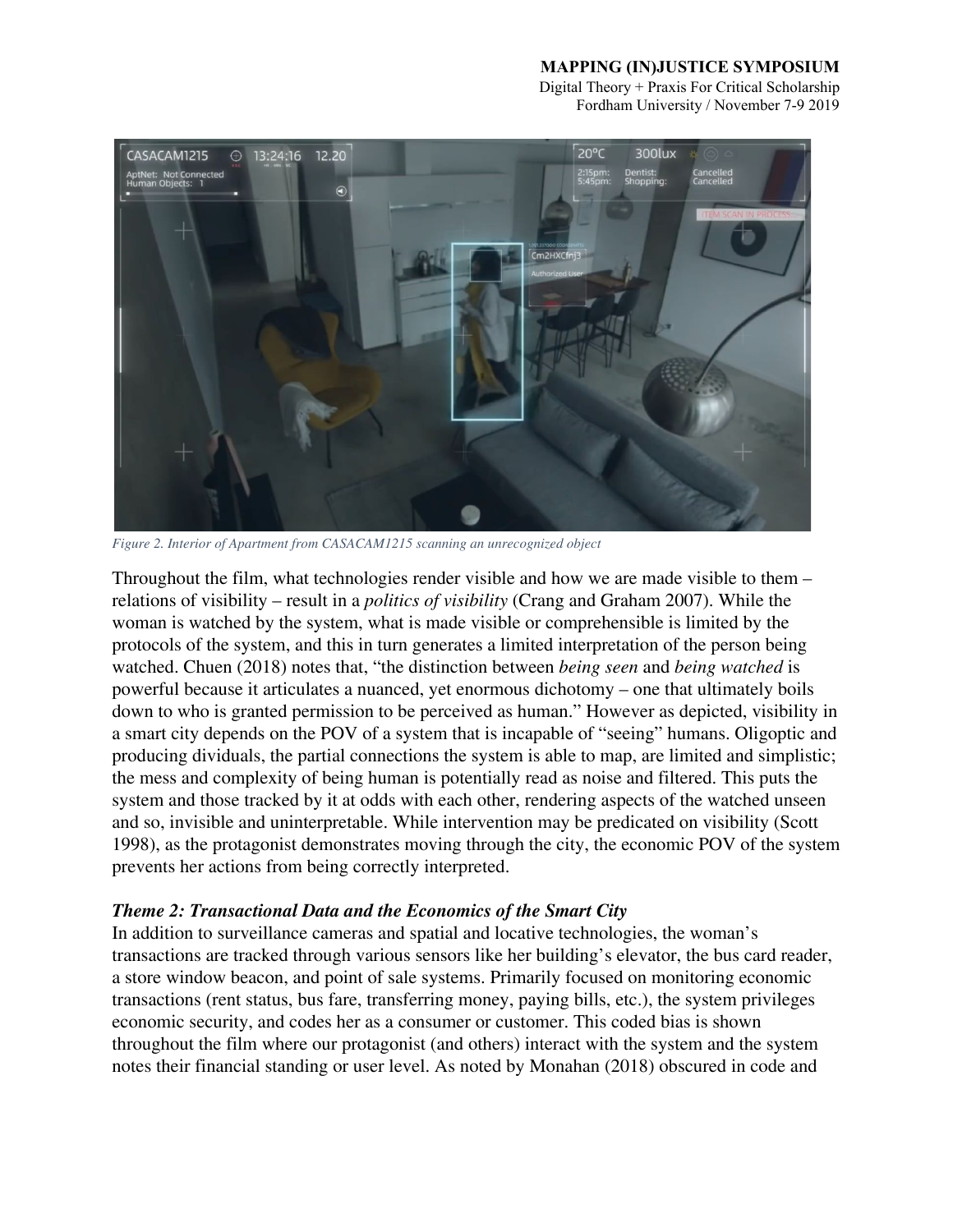Figure 2. Interior of Apartment from CASACAM1215 scanning an unrecognized object

Throughout the film, what technologies render visible and how we are made visible to them – relations of visibility – result in a *politics of visibility* (Crang and Graham 2007). While the woman is watched by the system, what is made visible or comprehensible is limited by the protocols of the system, and this in turn generates a limited interpretation of the person being watched. Chuen (2018) notes that, "the distinction between *being seen* and *being watched* is powerful because it articulates a nuanced, yet enormous dichotomy – one that ultimately boils down to who is granted permission to be perceived as human." However as depicted, visibility in a smart city depends on the POV of a system that is incapable of "seeing" humans. Oligoptic and producing dividuals, the partial connections the system is able to map, are limited and simplistic; the mess and complexity of being human is potentially read as noise and filtered. This puts the system and those tracked by it at odds with each other, rendering aspects of the watched unseen and so, invisible and uninterpretable. While intervention may be predicated on visibility (Scott 1998), as the protagonist demonstrates moving through the city, the economic POV of the system prevents her actions from being correctly interpreted.

### *Theme 2: Transactional Data and the Economics of the Smart City*

In addition to surveillance cameras and spatial and locative technologies, the woman's transactions are tracked through various sensors like her building's elevator, the bus card reader, a store window beacon, and point of sale systems. Primarily focused on monitoring economic transactions (rent status, bus fare, transferring money, paying bills, etc.), the system privileges economic security, and codes her as a consumer or customer. This coded bias is shown throughout the film where our protagonist (and others) interact with the system and the system notes their financial standing or user level. As noted by Monahan (2018) obscured in code and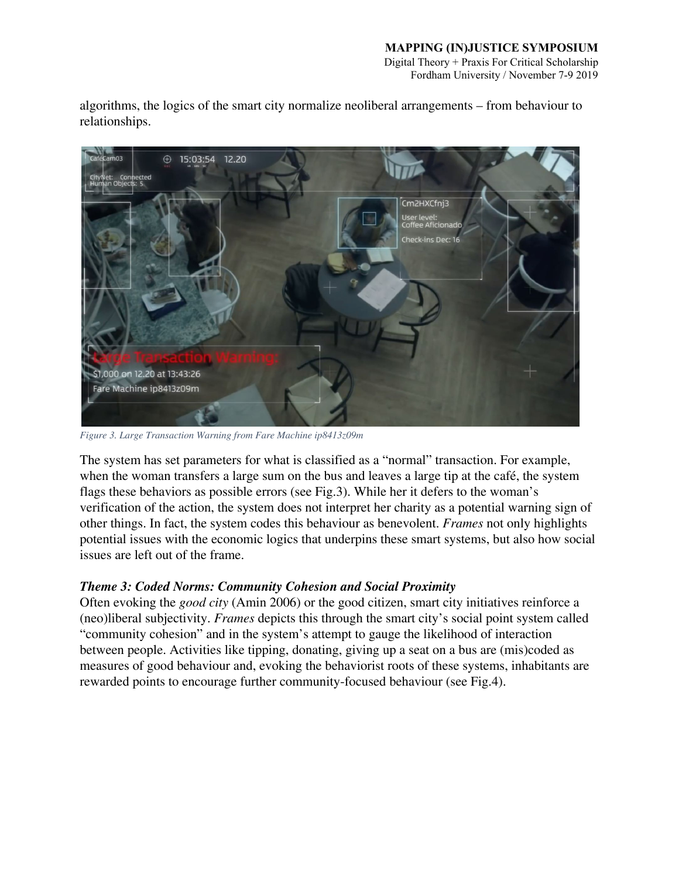algorithms, the logics of the smart city normalize neoliberal arrangements – from behaviour to relationships.

*Figure 3. Large Transaction Warning from Fare Machine ip8413z09m*

The system has set parameters for what is classified as a "normal" transaction. For example, when the woman transfers a large sum on the bus and leaves a large tip at the café, the system flags these behaviors as possible errors (see Fig.3). While her it defers to the woman's verification of the action, the system does not interpret her charity as a potential warning sign of other things. In fact, the system codes this behaviour as benevolent. *Frames* not only highlights potential issues with the economic logics that underpins these smart systems, but also how social issues are left out of the frame.

### *Theme 3: Coded Norms: Community Cohesion and Social Proximity*

Often evoking the *good city* (Amin 2006) or the good citizen, smart city initiatives reinforce a (neo)liberal subjectivity. *Frames* depicts this through the smart city's social point system called "community cohesion" and in the system's attempt to gauge the likelihood of interaction between people. Activities like tipping, donating, giving up a seat on a bus are (mis)coded as measures of good behaviour and, evoking the behaviorist roots of these systems, inhabitants are rewarded points to encourage further community-focused behaviour (see Fig.4).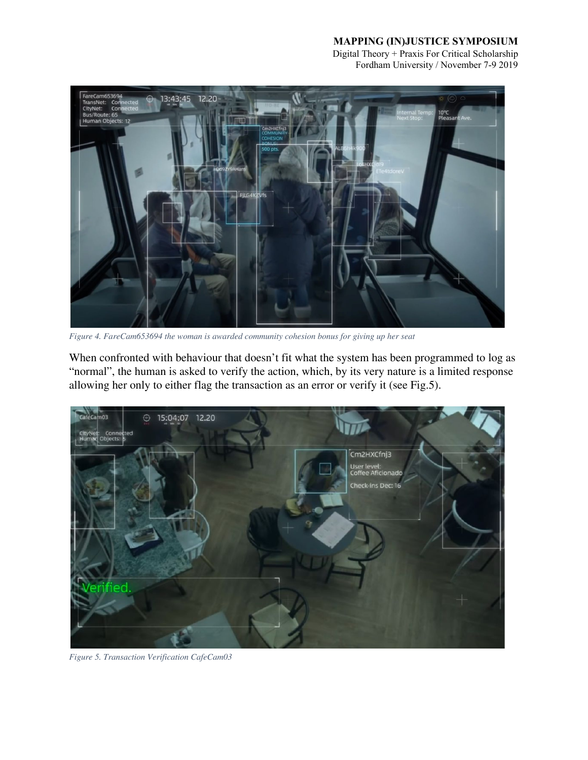*Figure 4. FareCam653694 the woman is awarded community cohesion bonus for giving up her seat*

When confronted with behaviour that doesn't fit what the system has been programmed to log as "normal", the human is asked to verify the action, which, by its very nature is a limited response allowing her only to either flag the transaction as an error or verify it (see Fig.5).

*Figure 5. Transaction Verification CafeCam03*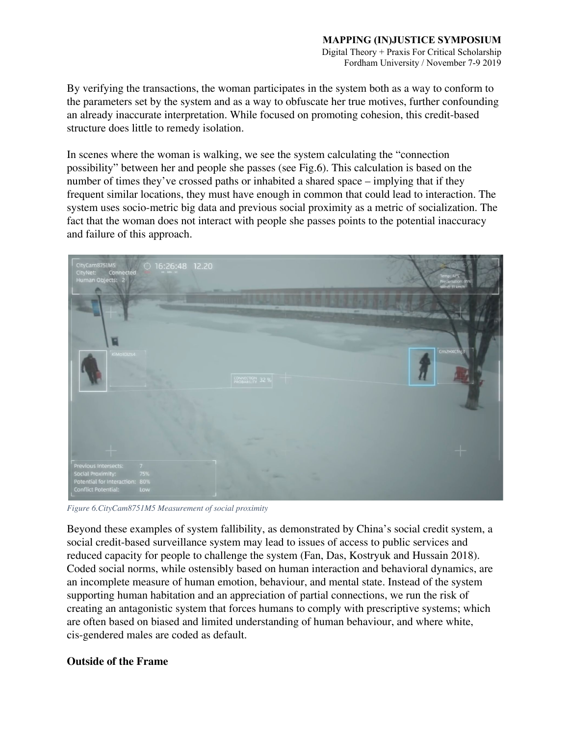By verifying the transactions, the woman participates in the system both as a way to conform to the parameters set by the system and as a way to obfuscate her true motives, further confounding an already inaccurate interpretation. While focused on promoting cohesion, this credit-based structure does little to remedy isolation.

In scenes where the woman is walking, we see the system calculating the "connection possibility" between her and people she passes (see Fig.6). This calculation is based on the number of times they've crossed paths or inhabited a shared space – implying that if they frequent similar locations, they must have enough in common that could lead to interaction. The system uses socio-metric big data and previous social proximity as a metric of socialization. The fact that the woman does not interact with people she passes points to the potential inaccuracy and failure of this approach.

*Figure 6.CityCam8751M5 Measurement of social proximity*

Beyond these examples of system fallibility, as demonstrated by China's social credit system, a social credit-based surveillance system may lead to issues of access to public services and reduced capacity for people to challenge the system (Fan, Das, Kostryuk and Hussain 2018). Coded social norms, while ostensibly based on human interaction and behavioral dynamics, are an incomplete measure of human emotion, behaviour, and mental state. Instead of the system supporting human habitation and an appreciation of partial connections, we run the risk of creating an antagonistic system that forces humans to comply with prescriptive systems; which are often based on biased and limited understanding of human behaviour, and where white, cis-gendered males are coded as default.

**Outside of the Frame**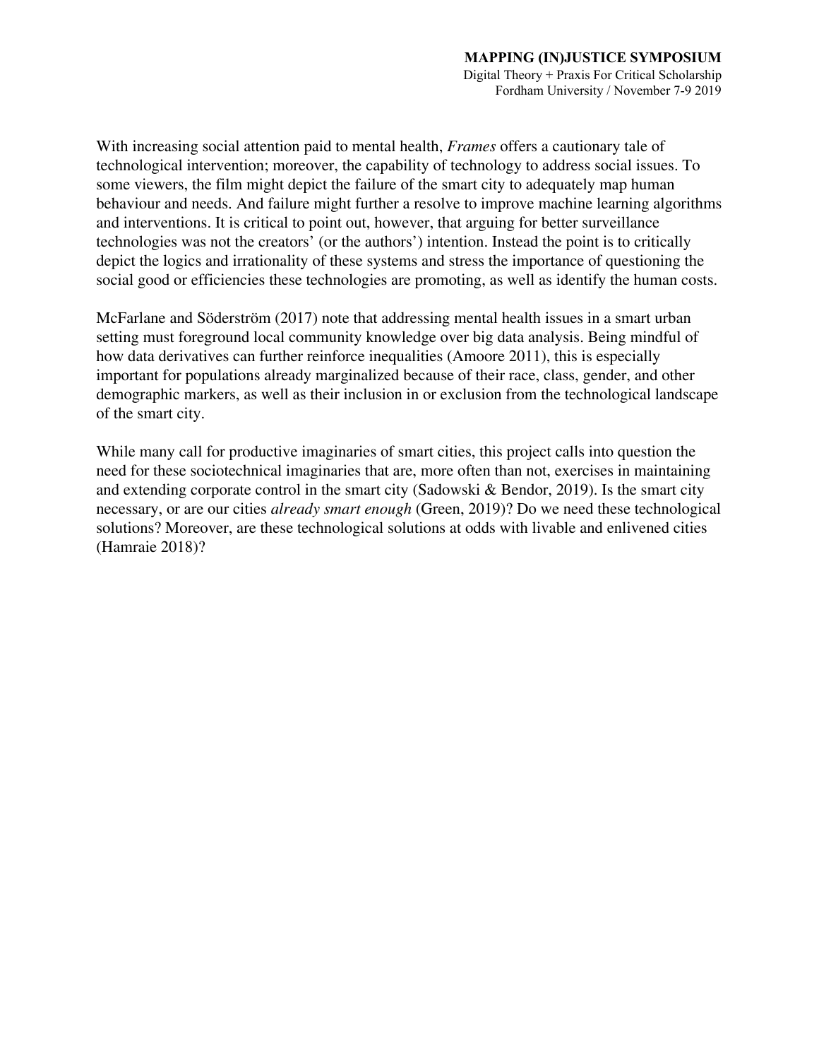With increasing social attention paid to mental health, *Frames* offers a cautionary tale of technological intervention; moreover, the capability of technology to address social issues. To some viewers, the film might depict the failure of the smart city to adequately map human behaviour and needs. And failure might further a resolve to improve machine learning algorithms and interventions. It is critical to point out, however, that arguing for better surveillance technologies was not the creators' (or the authors') intention. Instead the point is to critically depict the logics and irrationality of these systems and stress the importance of questioning the social good or efficiencies these technologies are promoting, as well as identify the human costs.

McFarlane and Söderström (2017) note that addressing mental health issues in a smart urban setting must foreground local community knowledge over big data analysis. Being mindful of how data derivatives can further reinforce inequalities (Amoore 2011), this is especially important for populations already marginalized because of their race, class, gender, and other demographic markers, as well as their inclusion in or exclusion from the technological landscape of the smart city.

While many call for productive imaginaries of smart cities, this project calls into question the need for these sociotechnical imaginaries that are, more often than not, exercises in maintaining and extending corporate control in the smart city (Sadowski & Bendor, 2019). Is the smart city necessary, or are our cities *already smart enough* (Green, 2019)? Do we need these technological solutions? Moreover, are these technological solutions at odds with livable and enlivened cities (Hamraie 2018)?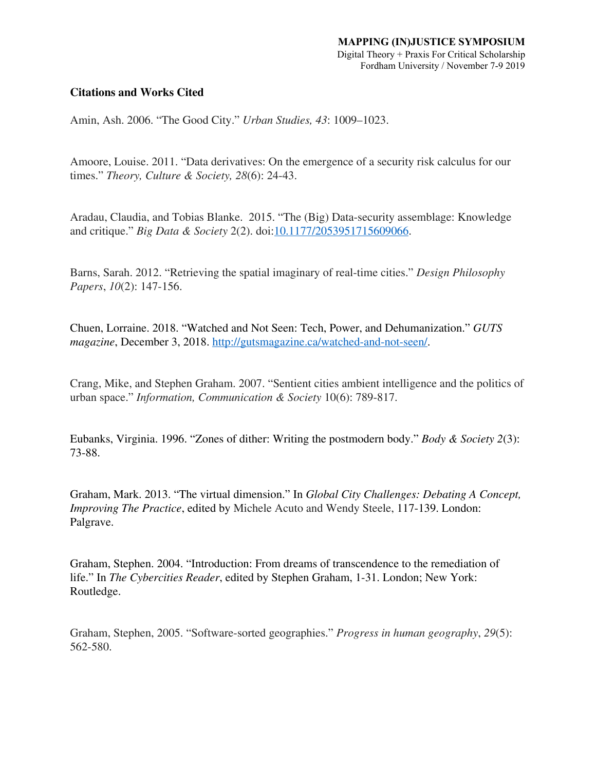**Citations and Works Cited**

Amin, Ash. 2006. "The Good City." *Urban Studies, 43*: 1009–1023.

Amoore, Louise. 2011. "Data derivatives: On the emergence of a security risk calculus for our times." *Theory, Culture & Society, 28*(6): 24-43.

Aradau, Claudia, and Tobias Blanke. 2015. "The (Big) Data-security assemblage: Knowledge and critique." *Big Data & Society* 2(2). doi:10.1177/2053951715609066.

Barns, Sarah. 2012. "Retrieving the spatial imaginary of real-time cities." *Design Philosophy Papers*, *10*(2): 147-156.

Chuen, Lorraine. 2018. "Watched and Not Seen: Tech, Power, and Dehumanization." *GUTS magazine*, December 3, 2018. http://gutsmagazine.ca/watched-and-not-seen/.

Crang, Mike, and Stephen Graham. 2007. "Sentient cities ambient intelligence and the politics of urban space." *Information, Communication & Society* 10(6): 789-817.

Eubanks, Virginia. 1996. "Zones of dither: Writing the postmodern body." *Body & Society 2*(3): 73-88.

Graham, Mark. 2013. "The virtual dimension." In *Global City Challenges: Debating A Concept, Improving The Practice*, edited by Michele Acuto and Wendy Steele, 117-139. London: Palgrave.

Graham, Stephen. 2004. "Introduction: From dreams of transcendence to the remediation of life." In *The Cybercities Reader*, edited by Stephen Graham, 1-31. London; New York: Routledge.

Graham, Stephen, 2005. "Software-sorted geographies." *Progress in human geography*, *29*(5): 562-580.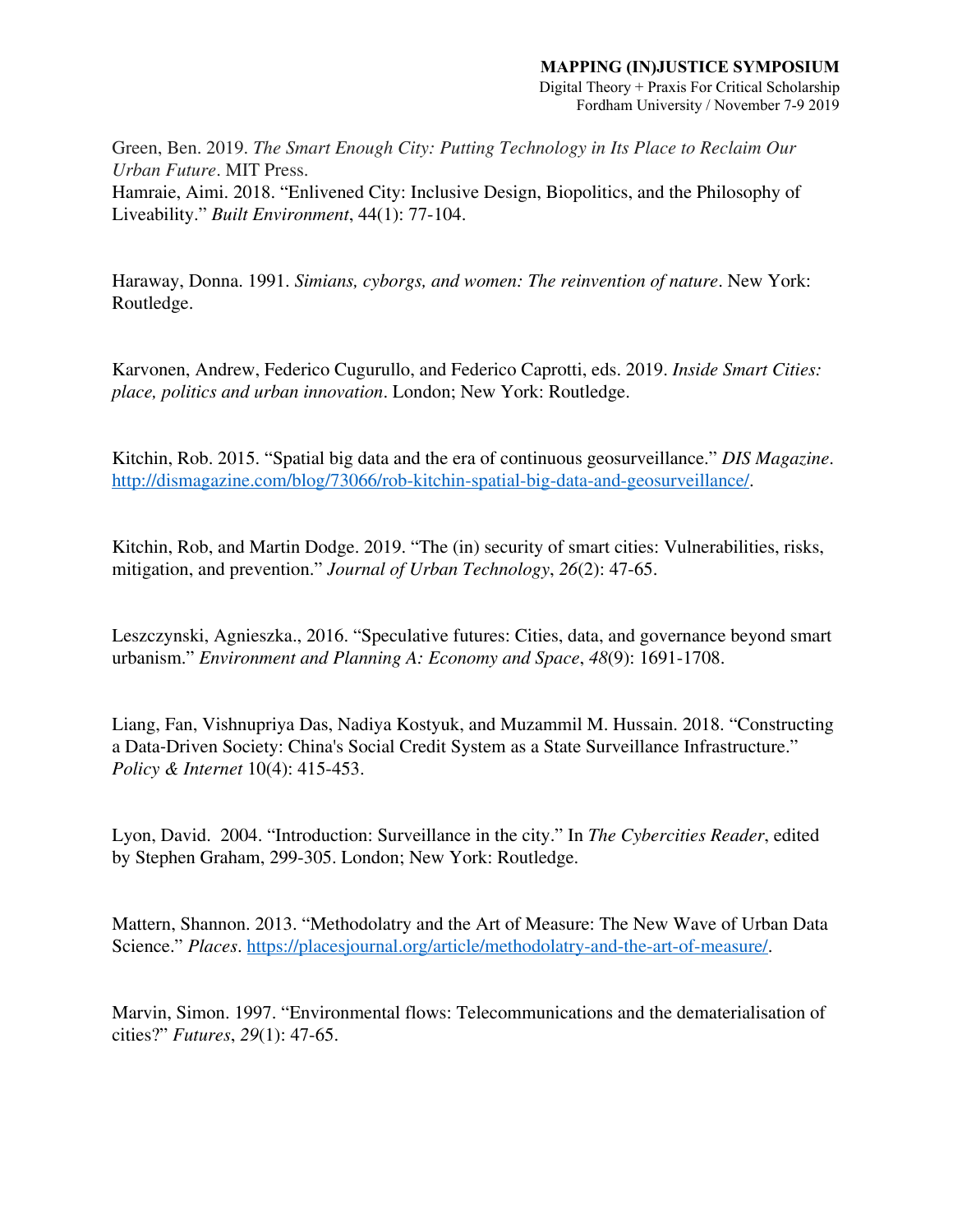Green, Ben. 2019. *The Smart Enough City: Putting Technology in Its Place to Reclaim Our Urban Future*. MIT Press.
Hamraie, Aimi. 2018. "Enlivened City: Inclusive Design, Biopolitics, and the Philosophy of Liveability." *Built Environment*, 44(1): 77-104.

Haraway, Donna. 1991. *Simians, cyborgs, and women: The reinvention of nature*. New York: Routledge.

Karvonen, Andrew, Federico Cugurullo, and Federico Caprotti, eds. 2019. *Inside Smart Cities: place, politics and urban innovation*. London; New York: Routledge.

Kitchin, Rob. 2015. "Spatial big data and the era of continuous geosurveillance." *DIS Magazine*. http://dismagazine.com/blog/73066/rob-kitchin-spatial-big-data-and-geosurveillance/.

Kitchin, Rob, and Martin Dodge. 2019. "The (in) security of smart cities: Vulnerabilities, risks, mitigation, and prevention." *Journal of Urban Technology*, *26*(2): 47-65.

Leszczynski, Agnieszka., 2016. "Speculative futures: Cities, data, and governance beyond smart urbanism." *Environment and Planning A: Economy and Space*, *48*(9): 1691-1708.

Liang, Fan, Vishnupriya Das, Nadiya Kostyuk, and Muzammil M. Hussain. 2018. "Constructing a Data-Driven Society: China's Social Credit System as a State Surveillance Infrastructure." *Policy & Internet* 10(4): 415-453.

Lyon, David. 2004. "Introduction: Surveillance in the city." In *The Cybercities Reader*, edited by Stephen Graham, 299-305. London; New York: Routledge.

Mattern, Shannon. 2013. "Methodolatry and the Art of Measure: The New Wave of Urban Data Science." *Places*. https://placesjournal.org/article/methodolatry-and-the-art-of-measure/.

Marvin, Simon. 1997. "Environmental flows: Telecommunications and the dematerialisation of cities?" *Futures*, *29*(1): 47-65.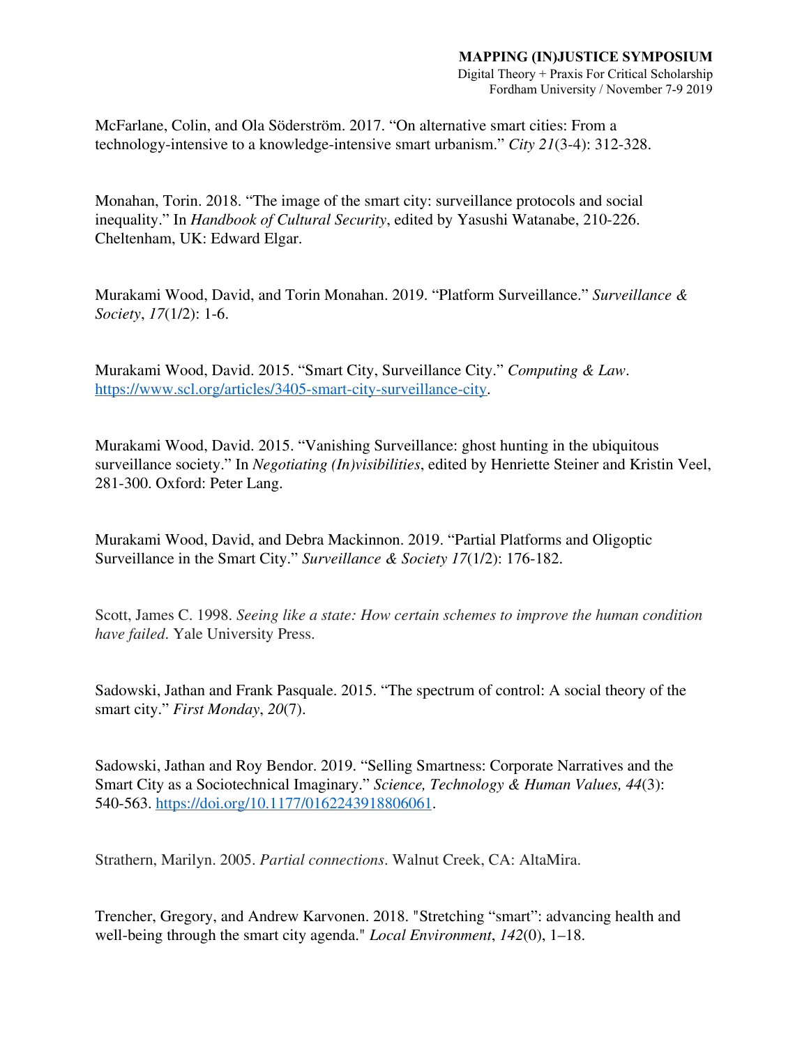McFarlane, Colin, and Ola Söderström. 2017. "On alternative smart cities: From a technology-intensive to a knowledge-intensive smart urbanism." *City 21*(3-4): 312-328.

Monahan, Torin. 2018. "The image of the smart city: surveillance protocols and social inequality." In *Handbook of Cultural Security*, edited by Yasushi Watanabe, 210-226. Cheltenham, UK: Edward Elgar.

Murakami Wood, David, and Torin Monahan. 2019. "Platform Surveillance." *Surveillance & Society*, *17*(1/2): 1-6.

Murakami Wood, David. 2015. "Smart City, Surveillance City." *Computing & Law*. https://www.scl.org/articles/3405-smart-city-surveillance-city.

Murakami Wood, David. 2015. "Vanishing Surveillance: ghost hunting in the ubiquitous surveillance society." In *Negotiating (In)visibilities*, edited by Henriette Steiner and Kristin Veel, 281-300. Oxford: Peter Lang.

Murakami Wood, David, and Debra Mackinnon. 2019. "Partial Platforms and Oligoptic Surveillance in the Smart City." *Surveillance & Society 17*(1/2): 176-182.

Scott, James C. 1998. *Seeing like a state: How certain schemes to improve the human condition have failed.* Yale University Press.

Sadowski, Jathan and Frank Pasquale. 2015. "The spectrum of control: A social theory of the smart city." *First Monday*, *20*(7).

Sadowski, Jathan and Roy Bendor. 2019. "Selling Smartness: Corporate Narratives and the Smart City as a Sociotechnical Imaginary." *Science, Technology & Human Values, 44*(3): 540-563. https://doi.org/10.1177/0162243918806061.

Strathern, Marilyn. 2005. *Partial connections*. Walnut Creek, CA: AltaMira.

Trencher, Gregory, and Andrew Karvonen. 2018. "Stretching "smart": advancing health and well-being through the smart city agenda." *Local Environment*, *142*(0), 1–18.